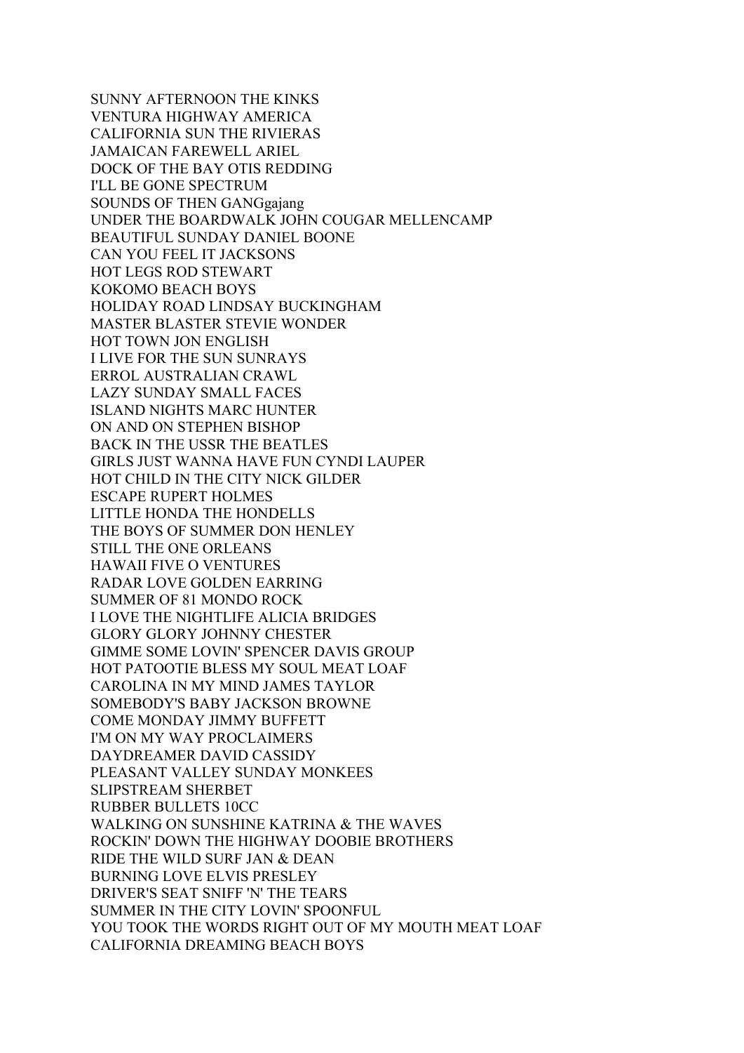SUNNY AFTERNOON THE KINKS
VENTURA HIGHWAY AMERICA
CALIFORNIA SUN THE RIVIERAS
JAMAICAN FAREWELL ARIEL
DOCK OF THE BAY OTIS REDDING
I'LL BE GONE SPECTRUM
SOUNDS OF THEN GANGgajang
UNDER THE BOARDWALK JOHN COUGAR MELLENCAMP
BEAUTIFUL SUNDAY DANIEL BOONE
CAN YOU FEEL IT JACKSONS
HOT LEGS ROD STEWART
KOKOMO BEACH BOYS
HOLIDAY ROAD LINDSAY BUCKINGHAM
MASTER BLASTER STEVIE WONDER
HOT TOWN JON ENGLISH
I LIVE FOR THE SUN SUNRAYS
ERROL AUSTRALIAN CRAWL
LAZY SUNDAY SMALL FACES
ISLAND NIGHTS MARC HUNTER
ON AND ON STEPHEN BISHOP
BACK IN THE USSR THE BEATLES
GIRLS JUST WANNA HAVE FUN CYNDI LAUPER
HOT CHILD IN THE CITY NICK GILDER
ESCAPE RUPERT HOLMES
LITTLE HONDA THE HONDELLS
THE BOYS OF SUMMER DON HENLEY
STILL THE ONE ORLEANS
HAWAII FIVE O VENTURES
RADAR LOVE GOLDEN EARRING
SUMMER OF 81 MONDO ROCK
I LOVE THE NIGHTLIFE ALICIA BRIDGES
GLORY GLORY JOHNNY CHESTER
GIMME SOME LOVIN' SPENCER DAVIS GROUP
HOT PATOOTIE BLESS MY SOUL MEAT LOAF
CAROLINA IN MY MIND JAMES TAYLOR
SOMEBODY'S BABY JACKSON BROWNE
COME MONDAY JIMMY BUFFETT
I'M ON MY WAY PROCLAIMERS
DAYDREAMER DAVID CASSIDY
PLEASANT VALLEY SUNDAY MONKEES
SLIPSTREAM SHERBET
RUBBER BULLETS 10CC
WALKING ON SUNSHINE KATRINA & THE WAVES
ROCKIN' DOWN THE HIGHWAY DOOBIE BROTHERS
RIDE THE WILD SURF JAN & DEAN
BURNING LOVE ELVIS PRESLEY
DRIVER'S SEAT SNIFF 'N' THE TEARS
SUMMER IN THE CITY LOVIN' SPOONFUL
YOU TOOK THE WORDS RIGHT OUT OF MY MOUTH MEAT LOAF
CALIFORNIA DREAMING BEACH BOYS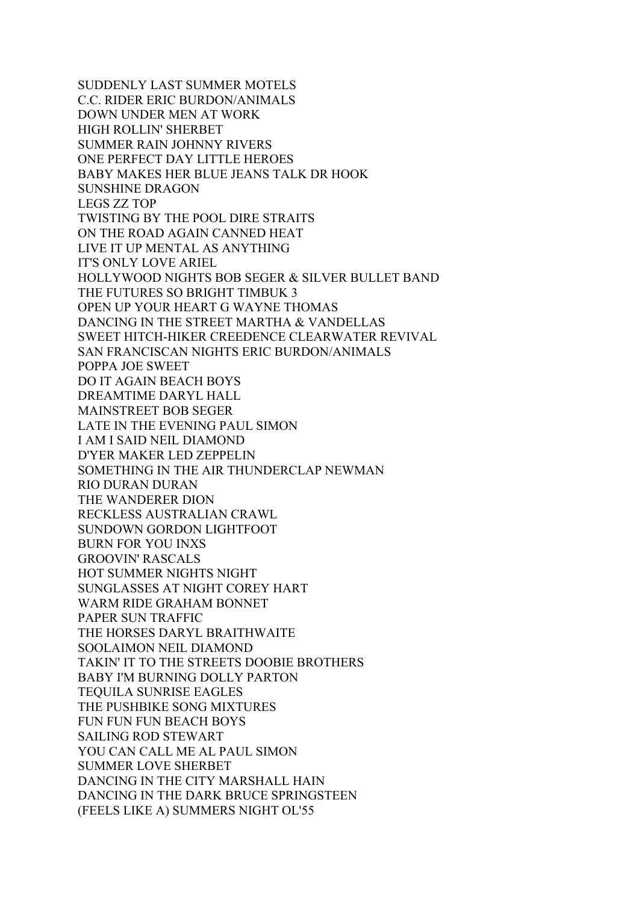SUDDENLY LAST SUMMER MOTELS
C.C. RIDER ERIC BURDON/ANIMALS
DOWN UNDER MEN AT WORK
HIGH ROLLIN' SHERBET
SUMMER RAIN JOHNNY RIVERS
ONE PERFECT DAY LITTLE HEROES
BABY MAKES HER BLUE JEANS TALK DR HOOK
SUNSHINE DRAGON
LEGS ZZ TOP
TWISTING BY THE POOL DIRE STRAITS
ON THE ROAD AGAIN CANNED HEAT
LIVE IT UP MENTAL AS ANYTHING
IT'S ONLY LOVE ARIEL
HOLLYWOOD NIGHTS BOB SEGER & SILVER BULLET BAND
THE FUTURES SO BRIGHT TIMBUK 3
OPEN UP YOUR HEART G WAYNE THOMAS
DANCING IN THE STREET MARTHA & VANDELLAS
SWEET HITCH-HIKER CREEDENCE CLEARWATER REVIVAL
SAN FRANCISCAN NIGHTS ERIC BURDON/ANIMALS
POPPA JOE SWEET
DO IT AGAIN BEACH BOYS
DREAMTIME DARYL HALL
MAINSTREET BOB SEGER
LATE IN THE EVENING PAUL SIMON
I AM I SAID NEIL DIAMOND
D'YER MAKER LED ZEPPELIN
SOMETHING IN THE AIR THUNDERCLAP NEWMAN
RIO DURAN DURAN
THE WANDERER DION
RECKLESS AUSTRALIAN CRAWL
SUNDOWN GORDON LIGHTFOOT
BURN FOR YOU INXS
GROOVIN' RASCALS
HOT SUMMER NIGHTS NIGHT
SUNGLASSES AT NIGHT COREY HART
WARM RIDE GRAHAM BONNET
PAPER SUN TRAFFIC
THE HORSES DARYL BRAITHWAITE
SOOLAIMON NEIL DIAMOND
TAKIN' IT TO THE STREETS DOOBIE BROTHERS
BABY I'M BURNING DOLLY PARTON
TEQUILA SUNRISE EAGLES
THE PUSHBIKE SONG MIXTURES
FUN FUN FUN BEACH BOYS
SAILING ROD STEWART
YOU CAN CALL ME AL PAUL SIMON
SUMMER LOVE SHERBET
DANCING IN THE CITY MARSHALL HAIN
DANCING IN THE DARK BRUCE SPRINGSTEEN
(FEELS LIKE A) SUMMERS NIGHT OL'55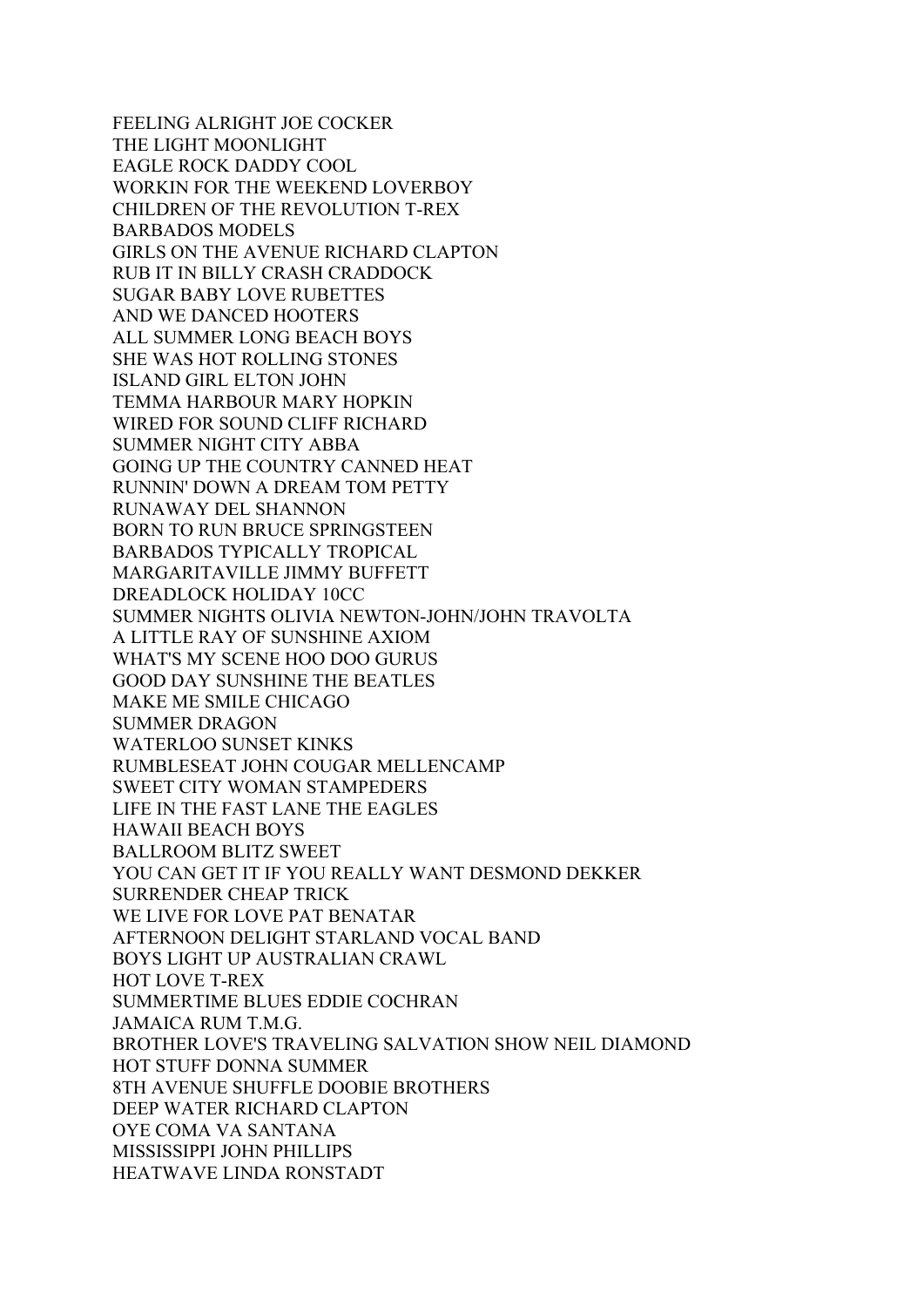FEELING ALRIGHT JOE COCKER
THE LIGHT MOONLIGHT
EAGLE ROCK DADDY COOL
WORKIN FOR THE WEEKEND LOVERBOY
CHILDREN OF THE REVOLUTION T-REX
BARBADOS MODELS
GIRLS ON THE AVENUE RICHARD CLAPTON
RUB IT IN BILLY CRASH CRADDOCK
SUGAR BABY LOVE RUBETTES
AND WE DANCED HOOTERS
ALL SUMMER LONG BEACH BOYS
SHE WAS HOT ROLLING STONES
ISLAND GIRL ELTON JOHN
TEMMA HARBOUR MARY HOPKIN
WIRED FOR SOUND CLIFF RICHARD
SUMMER NIGHT CITY ABBA
GOING UP THE COUNTRY CANNED HEAT
RUNNIN' DOWN A DREAM TOM PETTY
RUNAWAY DEL SHANNON
BORN TO RUN BRUCE SPRINGSTEEN
BARBADOS TYPICALLY TROPICAL
MARGARITAVILLE JIMMY BUFFETT
DREADLOCK HOLIDAY 10CC
SUMMER NIGHTS OLIVIA NEWTON-JOHN/JOHN TRAVOLTA
A LITTLE RAY OF SUNSHINE AXIOM
WHAT'S MY SCENE HOO DOO GURUS
GOOD DAY SUNSHINE THE BEATLES
MAKE ME SMILE CHICAGO
SUMMER DRAGON
WATERLOO SUNSET KINKS
RUMBLESEAT JOHN COUGAR MELLENCAMP
SWEET CITY WOMAN STAMPEDERS
LIFE IN THE FAST LANE THE EAGLES
HAWAII BEACH BOYS
BALLROOM BLITZ SWEET
YOU CAN GET IT IF YOU REALLY WANT DESMOND DEKKER
SURRENDER CHEAP TRICK
WE LIVE FOR LOVE PAT BENATAR
AFTERNOON DELIGHT STARLAND VOCAL BAND
BOYS LIGHT UP AUSTRALIAN CRAWL
HOT LOVE T-REX
SUMMERTIME BLUES EDDIE COCHRAN
JAMAICA RUM T.M.G.
BROTHER LOVE'S TRAVELING SALVATION SHOW NEIL DIAMOND
HOT STUFF DONNA SUMMER
8TH AVENUE SHUFFLE DOOBIE BROTHERS
DEEP WATER RICHARD CLAPTON
OYE COMA VA SANTANA
MISSISSIPPI JOHN PHILLIPS
HEATWAVE LINDA RONSTADT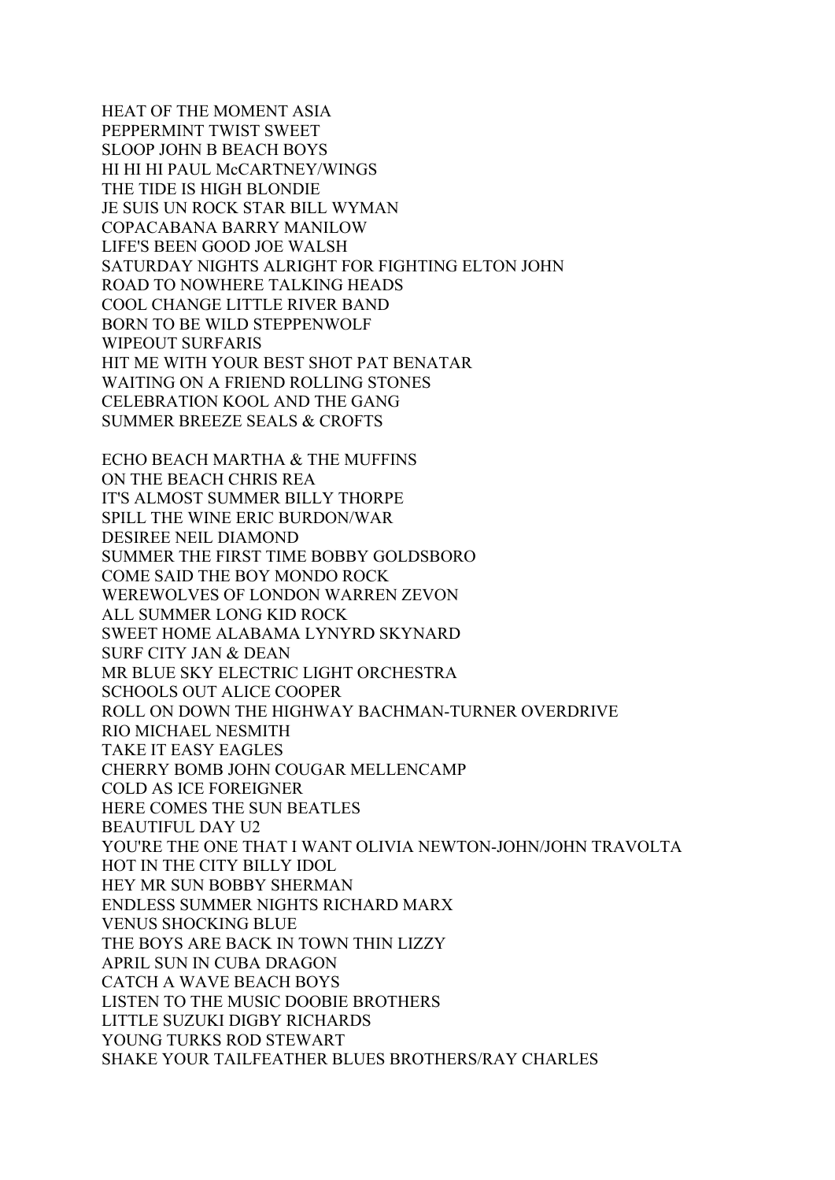HEAT OF THE MOMENT ASIA
PEPPERMINT TWIST SWEET
SLOOP JOHN B BEACH BOYS
HI HI HI PAUL McCARTNEY/WINGS
THE TIDE IS HIGH BLONDIE
JE SUIS UN ROCK STAR BILL WYMAN
COPACABANA BARRY MANILOW
LIFE'S BEEN GOOD JOE WALSH
SATURDAY NIGHTS ALRIGHT FOR FIGHTING ELTON JOHN
ROAD TO NOWHERE TALKING HEADS
COOL CHANGE LITTLE RIVER BAND
BORN TO BE WILD STEPPENWOLF
WIPEOUT SURFARIS
HIT ME WITH YOUR BEST SHOT PAT BENATAR
WAITING ON A FRIEND ROLLING STONES
CELEBRATION KOOL AND THE GANG
SUMMER BREEZE SEALS & CROFTS

ECHO BEACH MARTHA & THE MUFFINS
ON THE BEACH CHRIS REA
IT'S ALMOST SUMMER BILLY THORPE
SPILL THE WINE ERIC BURDON/WAR
DESIREE NEIL DIAMOND
SUMMER THE FIRST TIME BOBBY GOLDSBORO
COME SAID THE BOY MONDO ROCK
WEREWOLVES OF LONDON WARREN ZEVON
ALL SUMMER LONG KID ROCK
SWEET HOME ALABAMA LYNYRD SKYNARD
SURF CITY JAN & DEAN
MR BLUE SKY ELECTRIC LIGHT ORCHESTRA
SCHOOLS OUT ALICE COOPER
ROLL ON DOWN THE HIGHWAY BACHMAN-TURNER OVERDRIVE
RIO MICHAEL NESMITH
TAKE IT EASY EAGLES
CHERRY BOMB JOHN COUGAR MELLENCAMP
COLD AS ICE FOREIGNER
HERE COMES THE SUN BEATLES
BEAUTIFUL DAY U2
YOU'RE THE ONE THAT I WANT OLIVIA NEWTON-JOHN/JOHN TRAVOLTA
HOT IN THE CITY BILLY IDOL
HEY MR SUN BOBBY SHERMAN
ENDLESS SUMMER NIGHTS RICHARD MARX
VENUS SHOCKING BLUE
THE BOYS ARE BACK IN TOWN THIN LIZZY
APRIL SUN IN CUBA DRAGON
CATCH A WAVE BEACH BOYS
LISTEN TO THE MUSIC DOOBIE BROTHERS
LITTLE SUZUKI DIGBY RICHARDS
YOUNG TURKS ROD STEWART
SHAKE YOUR TAILFEATHER BLUES BROTHERS/RAY CHARLES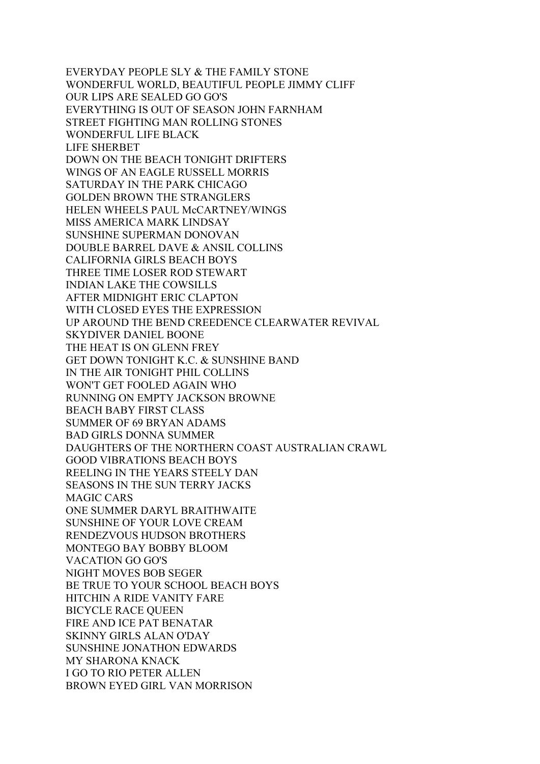EVERYDAY PEOPLE SLY & THE FAMILY STONE
WONDERFUL WORLD, BEAUTIFUL PEOPLE JIMMY CLIFF
OUR LIPS ARE SEALED GO GO'S
EVERYTHING IS OUT OF SEASON JOHN FARNHAM
STREET FIGHTING MAN ROLLING STONES
WONDERFUL LIFE BLACK
LIFE SHERBET
DOWN ON THE BEACH TONIGHT DRIFTERS
WINGS OF AN EAGLE RUSSELL MORRIS
SATURDAY IN THE PARK CHICAGO
GOLDEN BROWN THE STRANGLERS
HELEN WHEELS PAUL McCARTNEY/WINGS
MISS AMERICA MARK LINDSAY
SUNSHINE SUPERMAN DONOVAN
DOUBLE BARREL DAVE & ANSIL COLLINS
CALIFORNIA GIRLS BEACH BOYS
THREE TIME LOSER ROD STEWART
INDIAN LAKE THE COWSILLS
AFTER MIDNIGHT ERIC CLAPTON
WITH CLOSED EYES THE EXPRESSION
UP AROUND THE BEND CREEDENCE CLEARWATER REVIVAL
SKYDIVER DANIEL BOONE
THE HEAT IS ON GLENN FREY
GET DOWN TONIGHT K.C. & SUNSHINE BAND
IN THE AIR TONIGHT PHIL COLLINS
WON'T GET FOOLED AGAIN WHO
RUNNING ON EMPTY JACKSON BROWNE
BEACH BABY FIRST CLASS
SUMMER OF 69 BRYAN ADAMS
BAD GIRLS DONNA SUMMER
DAUGHTERS OF THE NORTHERN COAST AUSTRALIAN CRAWL
GOOD VIBRATIONS BEACH BOYS
REELING IN THE YEARS STEELY DAN
SEASONS IN THE SUN TERRY JACKS
MAGIC CARS
ONE SUMMER DARYL BRAITHWAITE
SUNSHINE OF YOUR LOVE CREAM
RENDEZVOUS HUDSON BROTHERS
MONTEGO BAY BOBBY BLOOM
VACATION GO GO'S
NIGHT MOVES BOB SEGER
BE TRUE TO YOUR SCHOOL BEACH BOYS
HITCHIN A RIDE VANITY FARE
BICYCLE RACE QUEEN
FIRE AND ICE PAT BENATAR
SKINNY GIRLS ALAN O'DAY
SUNSHINE JONATHON EDWARDS
MY SHARONA KNACK
I GO TO RIO PETER ALLEN
BROWN EYED GIRL VAN MORRISON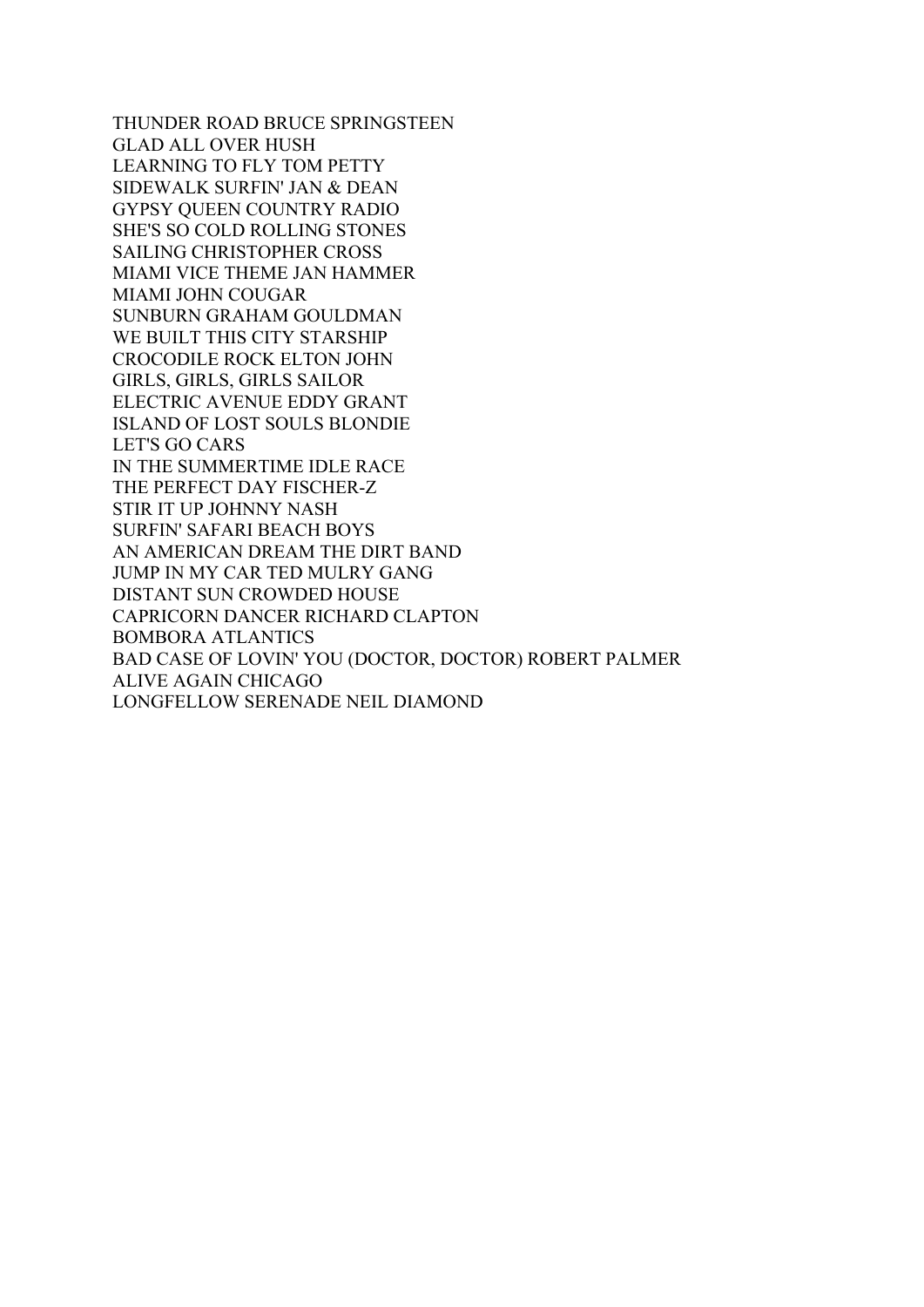THUNDER ROAD BRUCE SPRINGSTEEN
GLAD ALL OVER HUSH
LEARNING TO FLY TOM PETTY
SIDEWALK SURFIN' JAN & DEAN
GYPSY QUEEN COUNTRY RADIO
SHE'S SO COLD ROLLING STONES
SAILING CHRISTOPHER CROSS
MIAMI VICE THEME JAN HAMMER
MIAMI JOHN COUGAR
SUNBURN GRAHAM GOULDMAN
WE BUILT THIS CITY STARSHIP
CROCODILE ROCK ELTON JOHN
GIRLS, GIRLS, GIRLS SAILOR
ELECTRIC AVENUE EDDY GRANT
ISLAND OF LOST SOULS BLONDIE
LET'S GO CARS
IN THE SUMMERTIME IDLE RACE
THE PERFECT DAY FISCHER-Z
STIR IT UP JOHNNY NASH
SURFIN' SAFARI BEACH BOYS
AN AMERICAN DREAM THE DIRT BAND
JUMP IN MY CAR TED MULRY GANG
DISTANT SUN CROWDED HOUSE
CAPRICORN DANCER RICHARD CLAPTON
BOMBORA ATLANTICS
BAD CASE OF LOVIN' YOU (DOCTOR, DOCTOR) ROBERT PALMER
ALIVE AGAIN CHICAGO
LONGFELLOW SERENADE NEIL DIAMOND